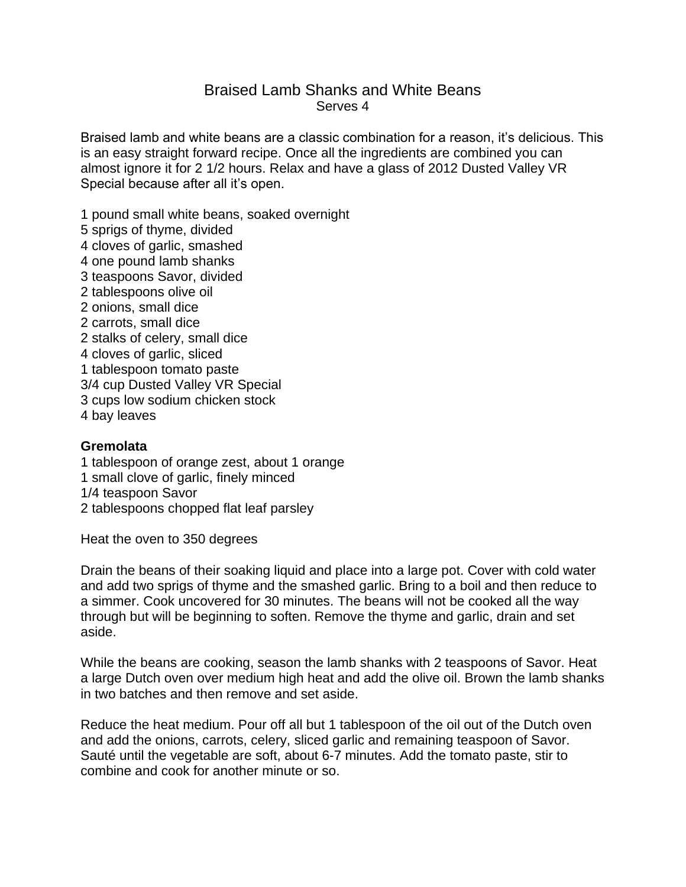# Braised Lamb Shanks and White Beans

Serves 4

Braised lamb and white beans are a classic combination for a reason, it's delicious. This is an easy straight forward recipe. Once all the ingredients are combined you can almost ignore it for 2 1/2 hours. Relax and have a glass of 2012 Dusted Valley VR Special because after all it's open.

1 pound small white beans, soaked overnight
5 sprigs of thyme, divided
4 cloves of garlic, smashed
4 one pound lamb shanks
3 teaspoons Savor, divided
2 tablespoons olive oil
2 onions, small dice
2 carrots, small dice
2 stalks of celery, small dice
4 cloves of garlic, sliced
1 tablespoon tomato paste
3/4 cup Dusted Valley VR Special
3 cups low sodium chicken stock
4 bay leaves

**Gremolata**
1 tablespoon of orange zest, about 1 orange
1 small clove of garlic, finely minced
1/4 teaspoon Savor
2 tablespoons chopped flat leaf parsley

Heat the oven to 350 degrees

Drain the beans of their soaking liquid and place into a large pot. Cover with cold water and add two sprigs of thyme and the smashed garlic. Bring to a boil and then reduce to a simmer. Cook uncovered for 30 minutes. The beans will not be cooked all the way through but will be beginning to soften. Remove the thyme and garlic, drain and set aside.

While the beans are cooking, season the lamb shanks with 2 teaspoons of Savor. Heat a large Dutch oven over medium high heat and add the olive oil. Brown the lamb shanks in two batches and then remove and set aside.

Reduce the heat medium. Pour off all but 1 tablespoon of the oil out of the Dutch oven and add the onions, carrots, celery, sliced garlic and remaining teaspoon of Savor. Sauté until the vegetable are soft, about 6-7 minutes. Add the tomato paste, stir to combine and cook for another minute or so.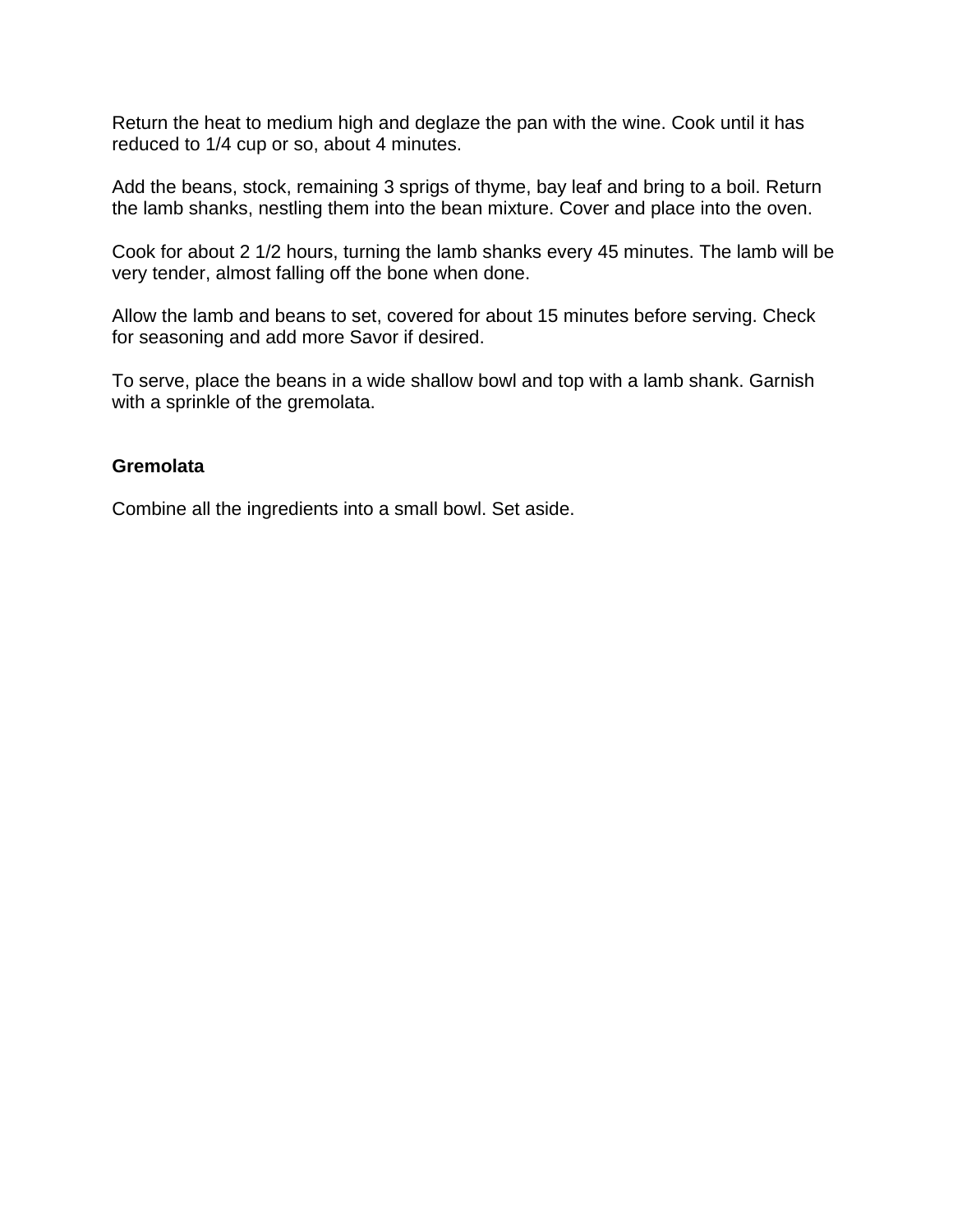Return the heat to medium high and deglaze the pan with the wine. Cook until it has reduced to 1/4 cup or so, about 4 minutes.

Add the beans, stock, remaining 3 sprigs of thyme, bay leaf and bring to a boil. Return the lamb shanks, nestling them into the bean mixture. Cover and place into the oven.

Cook for about 2 1/2 hours, turning the lamb shanks every 45 minutes. The lamb will be very tender, almost falling off the bone when done.

Allow the lamb and beans to set, covered for about 15 minutes before serving. Check for seasoning and add more Savor if desired.

To serve, place the beans in a wide shallow bowl and top with a lamb shank. Garnish with a sprinkle of the gremolata.

**Gremolata**

Combine all the ingredients into a small bowl. Set aside.